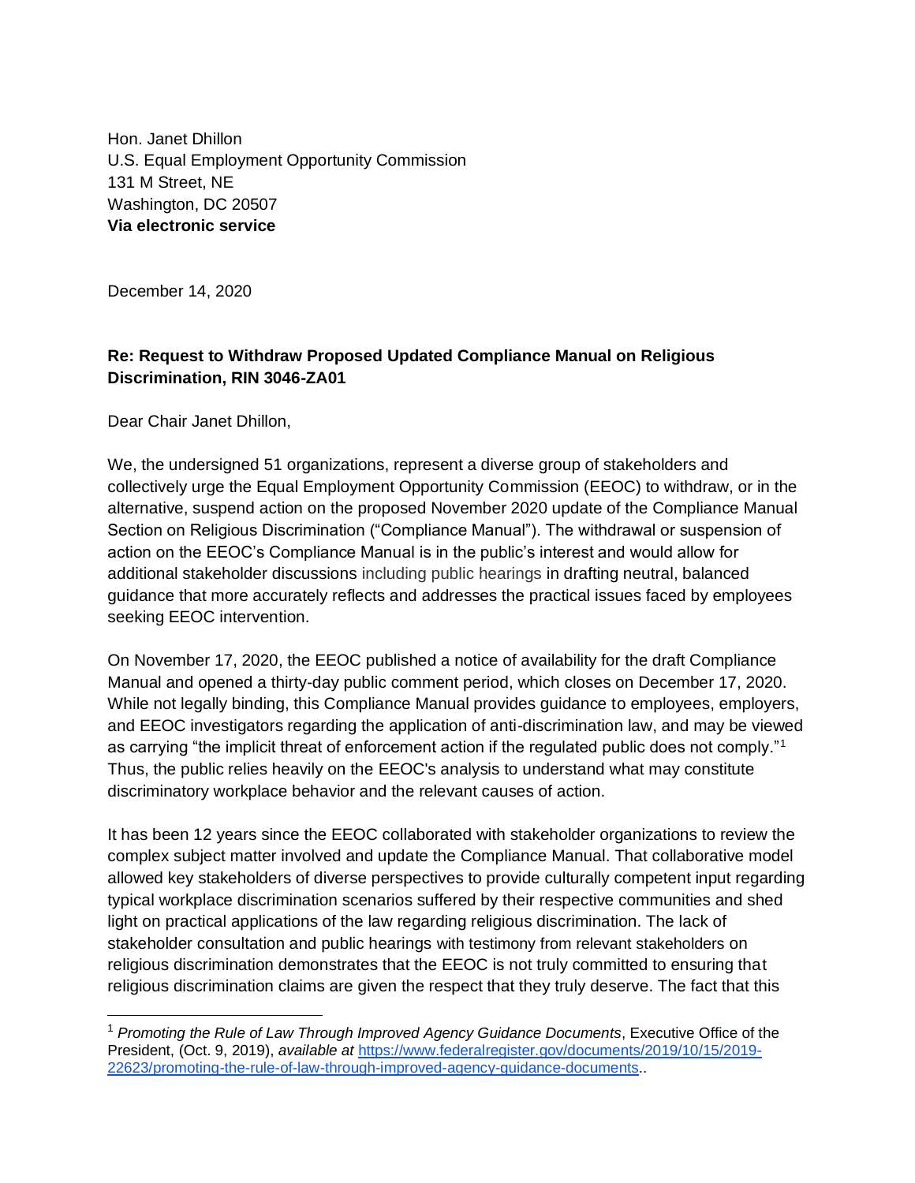Hon. Janet Dhillon
U.S. Equal Employment Opportunity Commission
131 M Street, NE
Washington, DC 20507
**Via electronic service**

December 14, 2020

**Re: Request to Withdraw Proposed Updated Compliance Manual on Religious Discrimination, RIN 3046-ZA01**

Dear Chair Janet Dhillon,

We, the undersigned 51 organizations, represent a diverse group of stakeholders and collectively urge the Equal Employment Opportunity Commission (EEOC) to withdraw, or in the alternative, suspend action on the proposed November 2020 update of the Compliance Manual Section on Religious Discrimination ("Compliance Manual"). The withdrawal or suspension of action on the EEOC's Compliance Manual is in the public's interest and would allow for additional stakeholder discussions including public hearings in drafting neutral, balanced guidance that more accurately reflects and addresses the practical issues faced by employees seeking EEOC intervention.

On November 17, 2020, the EEOC published a notice of availability for the draft Compliance Manual and opened a thirty-day public comment period, which closes on December 17, 2020. While not legally binding, this Compliance Manual provides guidance to employees, employers, and EEOC investigators regarding the application of anti-discrimination law, and may be viewed as carrying "the implicit threat of enforcement action if the regulated public does not comply."[1] Thus, the public relies heavily on the EEOC's analysis to understand what may constitute discriminatory workplace behavior and the relevant causes of action.

It has been 12 years since the EEOC collaborated with stakeholder organizations to review the complex subject matter involved and update the Compliance Manual. That collaborative model allowed key stakeholders of diverse perspectives to provide culturally competent input regarding typical workplace discrimination scenarios suffered by their respective communities and shed light on practical applications of the law regarding religious discrimination. The lack of stakeholder consultation and public hearings with testimony from relevant stakeholders on religious discrimination demonstrates that the EEOC is not truly committed to ensuring that religious discrimination claims are given the respect that they truly deserve. The fact that this

---

[1] *Promoting the Rule of Law Through Improved Agency Guidance Documents*, Executive Office of the President, (Oct. 9, 2019), *available at* https://www.federalregister.gov/documents/2019/10/15/2019-22623/promoting-the-rule-of-law-through-improved-agency-guidance-documents..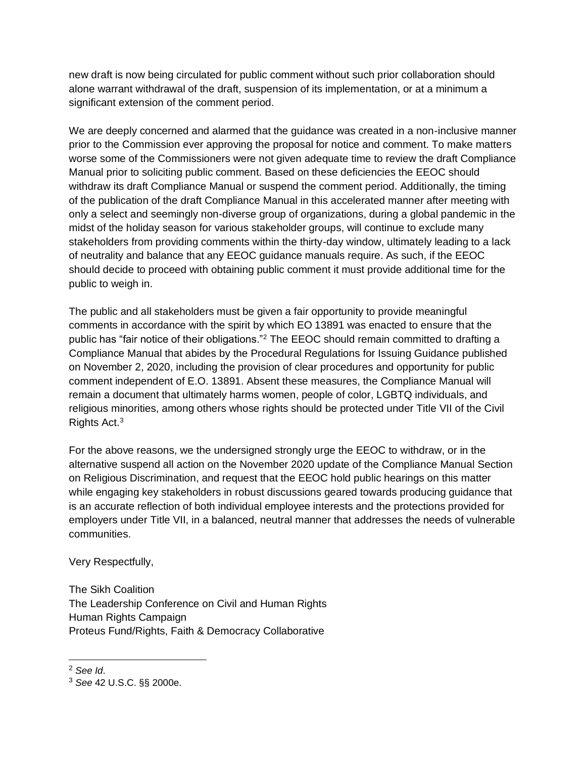new draft is now being circulated for public comment without such prior collaboration should alone warrant withdrawal of the draft, suspension of its implementation, or at a minimum a significant extension of the comment period.

We are deeply concerned and alarmed that the guidance was created in a non-inclusive manner prior to the Commission ever approving the proposal for notice and comment. To make matters worse some of the Commissioners were not given adequate time to review the draft Compliance Manual prior to soliciting public comment. Based on these deficiencies the EEOC should withdraw its draft Compliance Manual or suspend the comment period. Additionally, the timing of the publication of the draft Compliance Manual in this accelerated manner after meeting with only a select and seemingly non-diverse group of organizations, during a global pandemic in the midst of the holiday season for various stakeholder groups, will continue to exclude many stakeholders from providing comments within the thirty-day window, ultimately leading to a lack of neutrality and balance that any EEOC guidance manuals require. As such, if the EEOC should decide to proceed with obtaining public comment it must provide additional time for the public to weigh in.

The public and all stakeholders must be given a fair opportunity to provide meaningful comments in accordance with the spirit by which EO 13891 was enacted to ensure that the public has "fair notice of their obligations."[2] The EEOC should remain committed to drafting a Compliance Manual that abides by the Procedural Regulations for Issuing Guidance published on November 2, 2020, including the provision of clear procedures and opportunity for public comment independent of E.O. 13891. Absent these measures, the Compliance Manual will remain a document that ultimately harms women, people of color, LGBTQ individuals, and religious minorities, among others whose rights should be protected under Title VII of the Civil Rights Act.[3]

For the above reasons, we the undersigned strongly urge the EEOC to withdraw, or in the alternative suspend all action on the November 2020 update of the Compliance Manual Section on Religious Discrimination, and request that the EEOC hold public hearings on this matter while engaging key stakeholders in robust discussions geared towards producing guidance that is an accurate reflection of both individual employee interests and the protections provided for employers under Title VII, in a balanced, neutral manner that addresses the needs of vulnerable communities.

Very Respectfully,

The Sikh Coalition
The Leadership Conference on Civil and Human Rights
Human Rights Campaign
Proteus Fund/Rights, Faith & Democracy Collaborative

---

[2] *See Id*.

[3] *See* 42 U.S.C. §§ 2000e.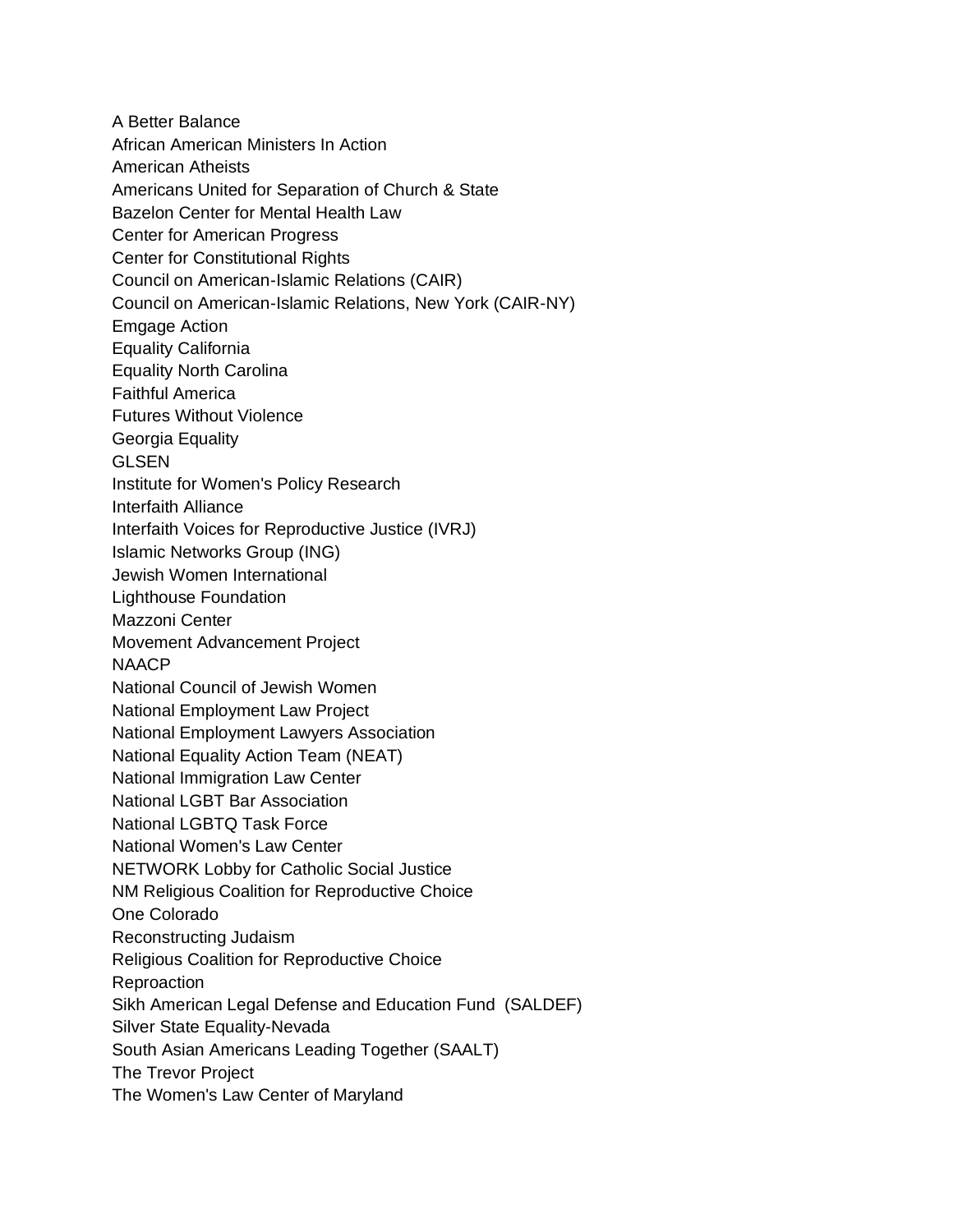A Better Balance
African American Ministers In Action
American Atheists
Americans United for Separation of Church & State
Bazelon Center for Mental Health Law
Center for American Progress
Center for Constitutional Rights
Council on American-Islamic Relations (CAIR)
Council on American-Islamic Relations, New York (CAIR-NY)
Emgage Action
Equality California
Equality North Carolina
Faithful America
Futures Without Violence
Georgia Equality
GLSEN
Institute for Women's Policy Research
Interfaith Alliance
Interfaith Voices for Reproductive Justice (IVRJ)
Islamic Networks Group (ING)
Jewish Women International
Lighthouse Foundation
Mazzoni Center
Movement Advancement Project
NAACP
National Council of Jewish Women
National Employment Law Project
National Employment Lawyers Association
National Equality Action Team (NEAT)
National Immigration Law Center
National LGBT Bar Association
National LGBTQ Task Force
National Women's Law Center
NETWORK Lobby for Catholic Social Justice
NM Religious Coalition for Reproductive Choice
One Colorado
Reconstructing Judaism
Religious Coalition for Reproductive Choice
Reproaction
Sikh American Legal Defense and Education Fund (SALDEF)
Silver State Equality-Nevada
South Asian Americans Leading Together (SAALT)
The Trevor Project
The Women's Law Center of Maryland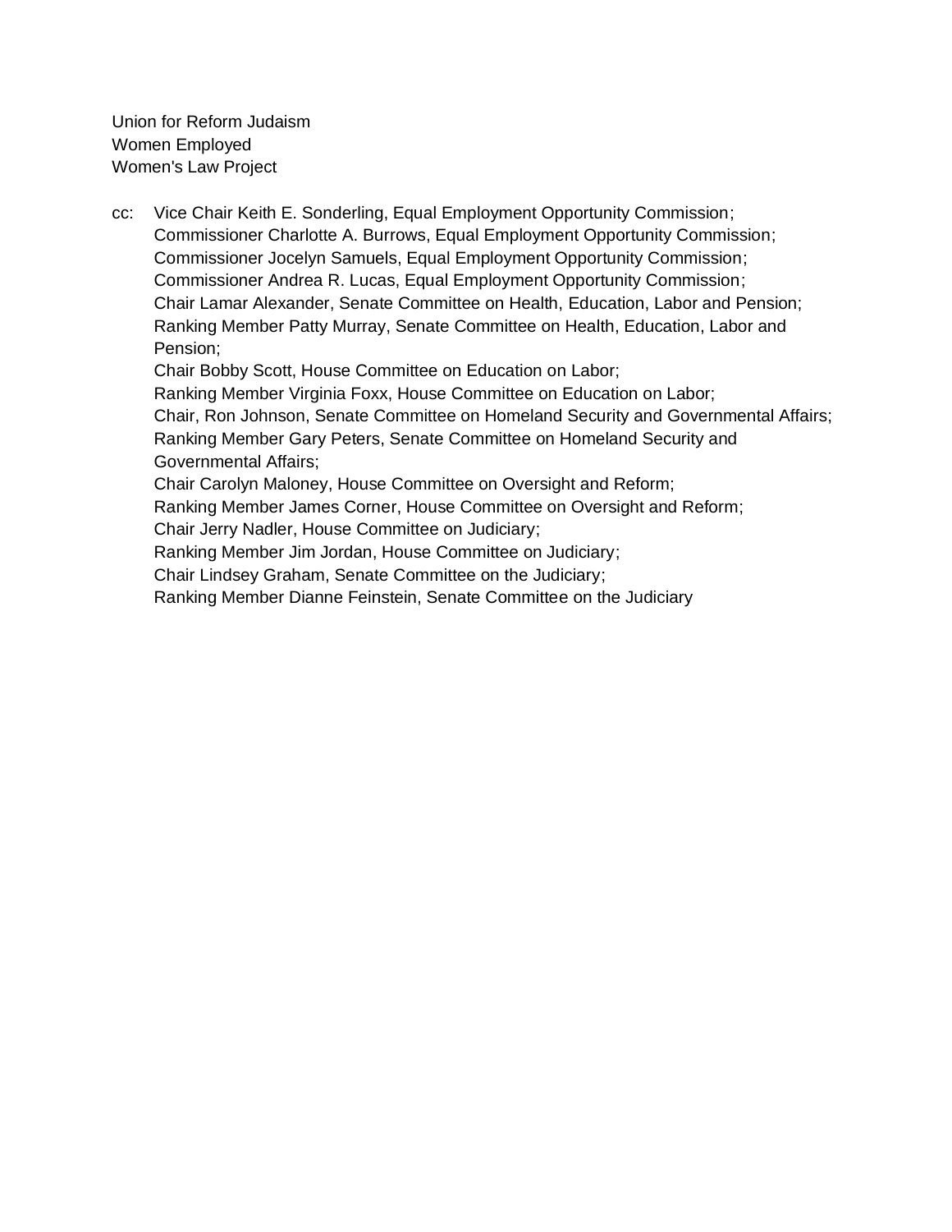Union for Reform Judaism
Women Employed
Women's Law Project

cc: Vice Chair Keith E. Sonderling, Equal Employment Opportunity Commission;
Commissioner Charlotte A. Burrows, Equal Employment Opportunity Commission;
Commissioner Jocelyn Samuels, Equal Employment Opportunity Commission;
Commissioner Andrea R. Lucas, Equal Employment Opportunity Commission;
Chair Lamar Alexander, Senate Committee on Health, Education, Labor and Pension;
Ranking Member Patty Murray, Senate Committee on Health, Education, Labor and Pension;
Chair Bobby Scott, House Committee on Education on Labor;
Ranking Member Virginia Foxx, House Committee on Education on Labor;
Chair, Ron Johnson, Senate Committee on Homeland Security and Governmental Affairs;
Ranking Member Gary Peters, Senate Committee on Homeland Security and Governmental Affairs;
Chair Carolyn Maloney, House Committee on Oversight and Reform;
Ranking Member James Corner, House Committee on Oversight and Reform;
Chair Jerry Nadler, House Committee on Judiciary;
Ranking Member Jim Jordan, House Committee on Judiciary;
Chair Lindsey Graham, Senate Committee on the Judiciary;
Ranking Member Dianne Feinstein, Senate Committee on the Judiciary